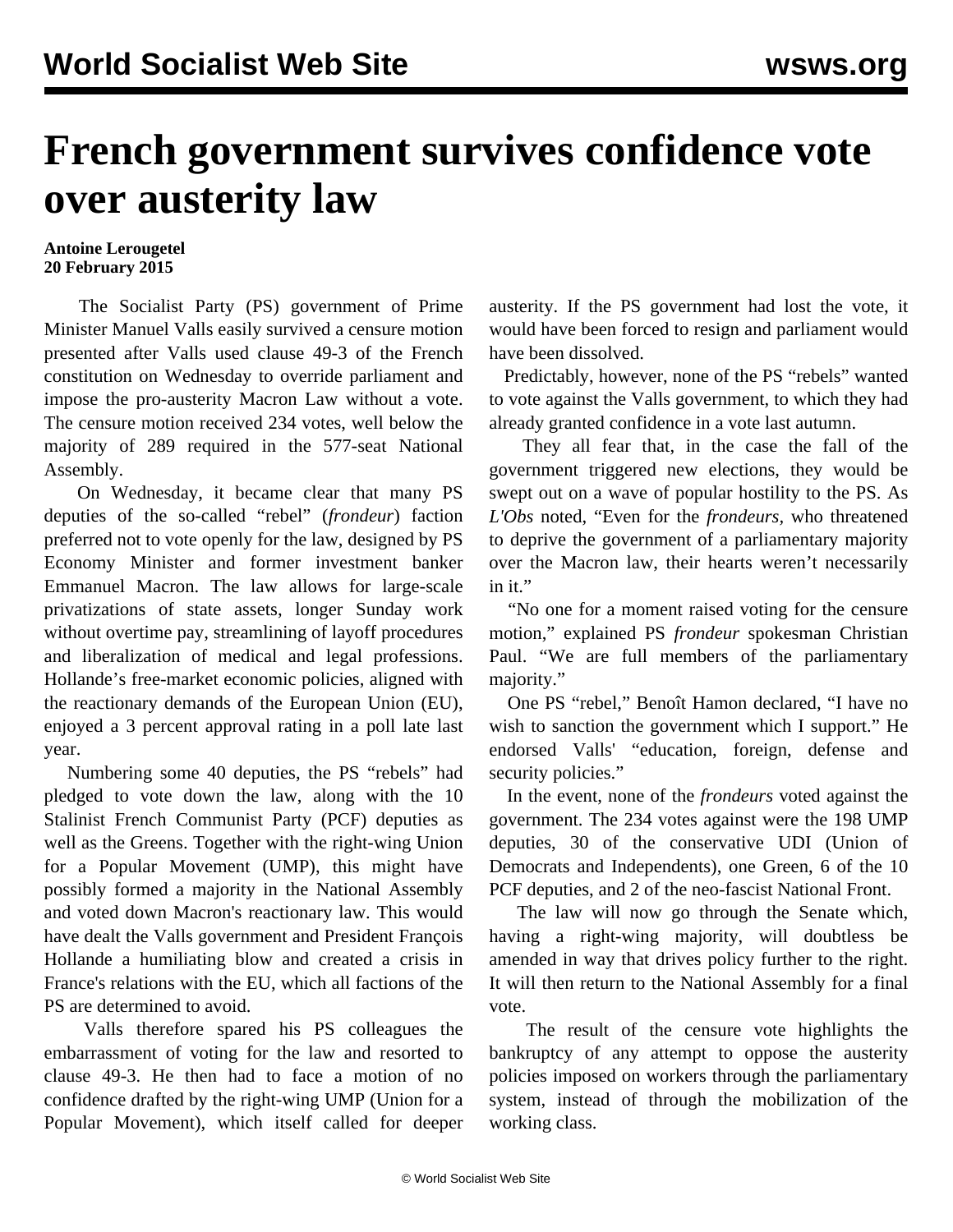# French government survives confidence vote over austerity law

**Antoine Lerougetel**
**20 February 2015**

The Socialist Party (PS) government of Prime Minister Manuel Valls easily survived a censure motion presented after Valls used clause 49-3 of the French constitution on Wednesday to override parliament and impose the pro-austerity Macron Law without a vote. The censure motion received 234 votes, well below the majority of 289 required in the 577-seat National Assembly.

On Wednesday, it became clear that many PS deputies of the so-called "rebel" (*frondeur*) faction preferred not to vote openly for the law, designed by PS Economy Minister and former investment banker Emmanuel Macron. The law allows for large-scale privatizations of state assets, longer Sunday work without overtime pay, streamlining of layoff procedures and liberalization of medical and legal professions. Hollande's free-market economic policies, aligned with the reactionary demands of the European Union (EU), enjoyed a 3 percent approval rating in a poll late last year.

Numbering some 40 deputies, the PS "rebels" had pledged to vote down the law, along with the 10 Stalinist French Communist Party (PCF) deputies as well as the Greens. Together with the right-wing Union for a Popular Movement (UMP), this might have possibly formed a majority in the National Assembly and voted down Macron's reactionary law. This would have dealt the Valls government and President François Hollande a humiliating blow and created a crisis in France's relations with the EU, which all factions of the PS are determined to avoid.

Valls therefore spared his PS colleagues the embarrassment of voting for the law and resorted to clause 49-3. He then had to face a motion of no confidence drafted by the right-wing UMP (Union for a Popular Movement), which itself called for deeper austerity. If the PS government had lost the vote, it would have been forced to resign and parliament would have been dissolved.

Predictably, however, none of the PS "rebels" wanted to vote against the Valls government, to which they had already granted confidence in a vote last autumn.

They all fear that, in the case the fall of the government triggered new elections, they would be swept out on a wave of popular hostility to the PS. As *L'Obs* noted, "Even for the *frondeurs*, who threatened to deprive the government of a parliamentary majority over the Macron law, their hearts weren't necessarily in it."

"No one for a moment raised voting for the censure motion," explained PS *frondeur* spokesman Christian Paul. "We are full members of the parliamentary majority."

One PS "rebel," Benoît Hamon declared, "I have no wish to sanction the government which I support." He endorsed Valls' "education, foreign, defense and security policies."

In the event, none of the *frondeurs* voted against the government. The 234 votes against were the 198 UMP deputies, 30 of the conservative UDI (Union of Democrats and Independents), one Green, 6 of the 10 PCF deputies, and 2 of the neo-fascist National Front.

The law will now go through the Senate which, having a right-wing majority, will doubtless be amended in way that drives policy further to the right. It will then return to the National Assembly for a final vote.

The result of the censure vote highlights the bankruptcy of any attempt to oppose the austerity policies imposed on workers through the parliamentary system, instead of through the mobilization of the working class.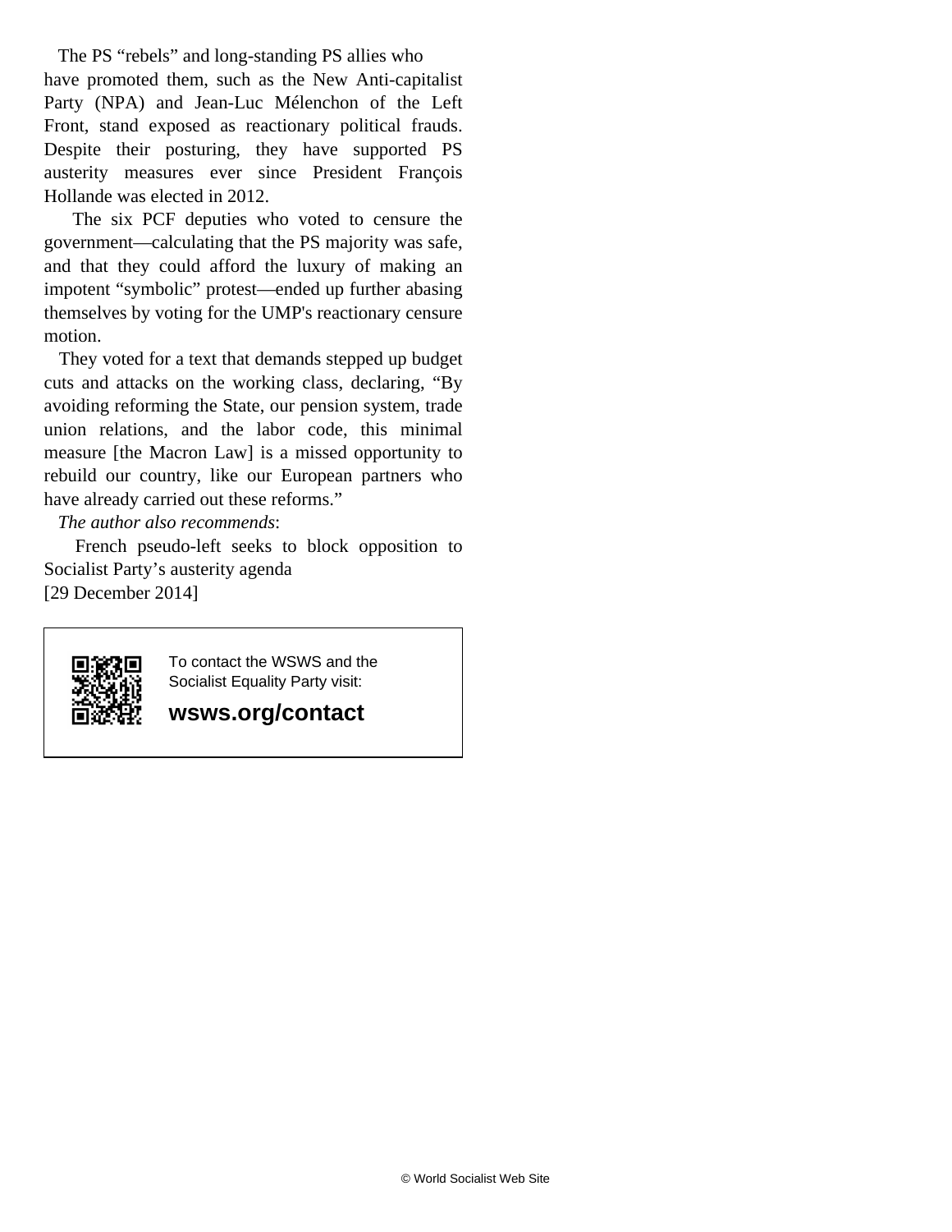The PS "rebels" and long-standing PS allies who have promoted them, such as the New Anti-capitalist Party (NPA) and Jean-Luc Mélenchon of the Left Front, stand exposed as reactionary political frauds. Despite their posturing, they have supported PS austerity measures ever since President François Hollande was elected in 2012.

The six PCF deputies who voted to censure the government—calculating that the PS majority was safe, and that they could afford the luxury of making an impotent "symbolic" protest—ended up further abasing themselves by voting for the UMP's reactionary censure motion.

They voted for a text that demands stepped up budget cuts and attacks on the working class, declaring, "By avoiding reforming the State, our pension system, trade union relations, and the labor code, this minimal measure [the Macron Law] is a missed opportunity to rebuild our country, like our European partners who have already carried out these reforms."

*The author also recommends*:

French pseudo-left seeks to block opposition to Socialist Party's austerity agenda
[29 December 2014]

To contact the WSWS and the Socialist Equality Party visit:

**wsws.org/contact**